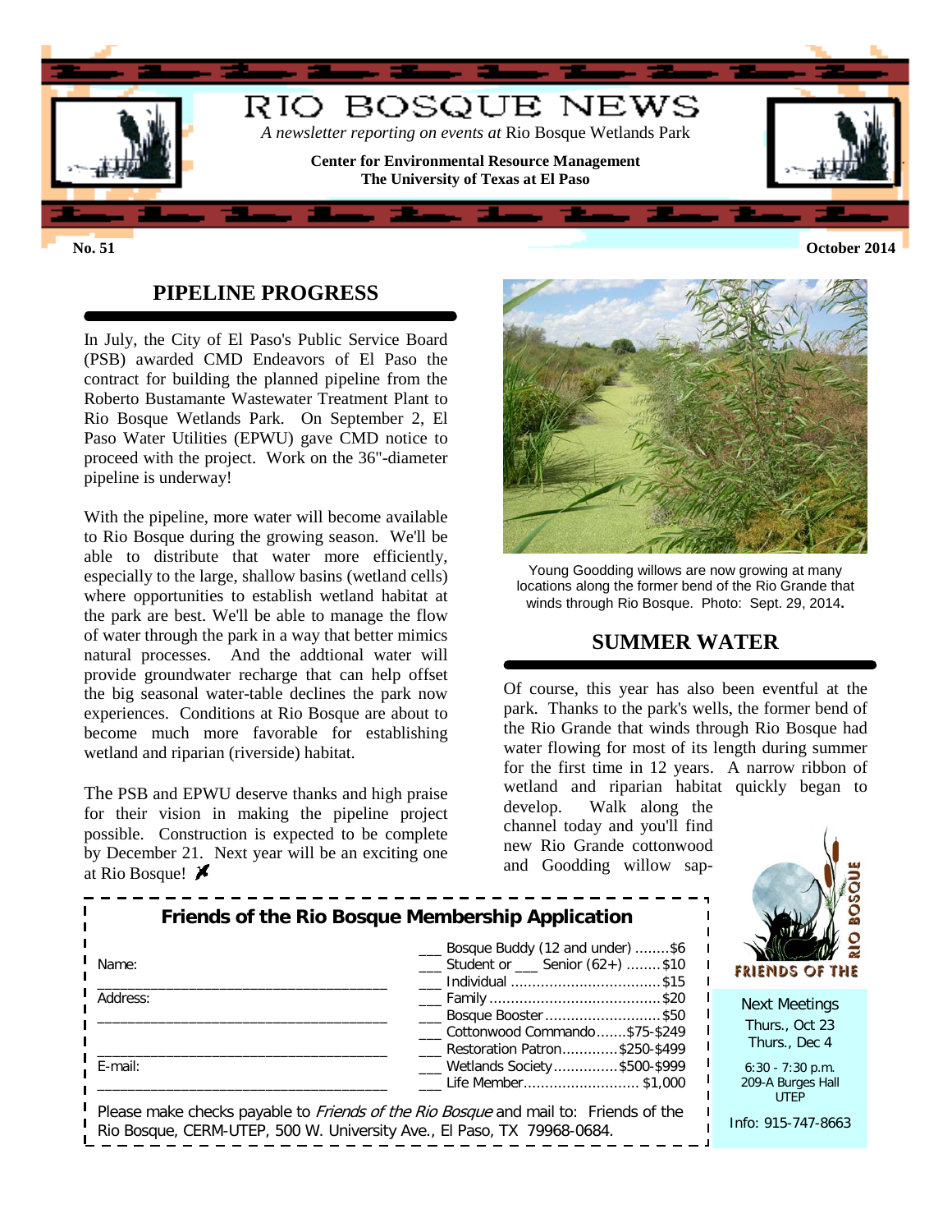# RIO BOSQUE NEWS

*A newsletter reporting on events at* Rio Bosque Wetlands Park

**Center for Environmental Resource Management**
**The University of Texas at El Paso**

**No. 51** **October 2014**

## PIPELINE PROGRESS

In July, the City of El Paso's Public Service Board (PSB) awarded CMD Endeavors of El Paso the contract for building the planned pipeline from the Roberto Bustamante Wastewater Treatment Plant to Rio Bosque Wetlands Park. On September 2, El Paso Water Utilities (EPWU) gave CMD notice to proceed with the project. Work on the 36"-diameter pipeline is underway!

With the pipeline, more water will become available to Rio Bosque during the growing season. We'll be able to distribute that water more efficiently, especially to the large, shallow basins (wetland cells) where opportunities to establish wetland habitat at the park are best. We'll be able to manage the flow of water through the park in a way that better mimics natural processes. And the addtional water will provide groundwater recharge that can help offset the big seasonal water-table declines the park now experiences. Conditions at Rio Bosque are about to become much more favorable for establishing wetland and riparian (riverside) habitat.

The PSB and EPWU deserve thanks and high praise for their vision in making the pipeline project possible. Construction is expected to be complete by December 21. Next year will be an exciting one at Rio Bosque!

Young Goodding willows are now growing at many locations along the former bend of the Rio Grande that winds through Rio Bosque. Photo: Sept. 29, 2014.

## SUMMER WATER

Of course, this year has also been eventful at the park. Thanks to the park's wells, the former bend of the Rio Grande that winds through Rio Bosque had water flowing for most of its length during summer for the first time in 12 years. A narrow ribbon of wetland and riparian habitat quickly began to develop. Walk along the channel today and you'll find new Rio Grande cottonwood and Goodding willow sap-

### Friends of the Rio Bosque Membership Application

Name: ________________________________

Address: ________________________________

________________________________

E-mail: ________________________________

- ___ Bosque Buddy (12 and under) ........$6
- ___ Student or ___ Senior (62+) ........$10
- ___ Individual ........$15
- ___ Family ........$20
- ___ Bosque Booster ........$50
- ___ Cottonwood Commando.......$75-$249
- ___ Restoration Patron.............$250-$499
- ___ Wetlands Society...............$500-$999
- ___ Life Member........$1,000

Please make checks payable to *Friends of the Rio Bosque* and mail to: Friends of the Rio Bosque, CERM-UTEP, 500 W. University Ave., El Paso, TX 79968-0684.

FRIENDS OF THE RIO BOSQUE

Next Meetings
Thurs., Oct 23
Thurs., Dec 4

6:30 - 7:30 p.m.
209-A Burges Hall
UTEP

Info: 915-747-8663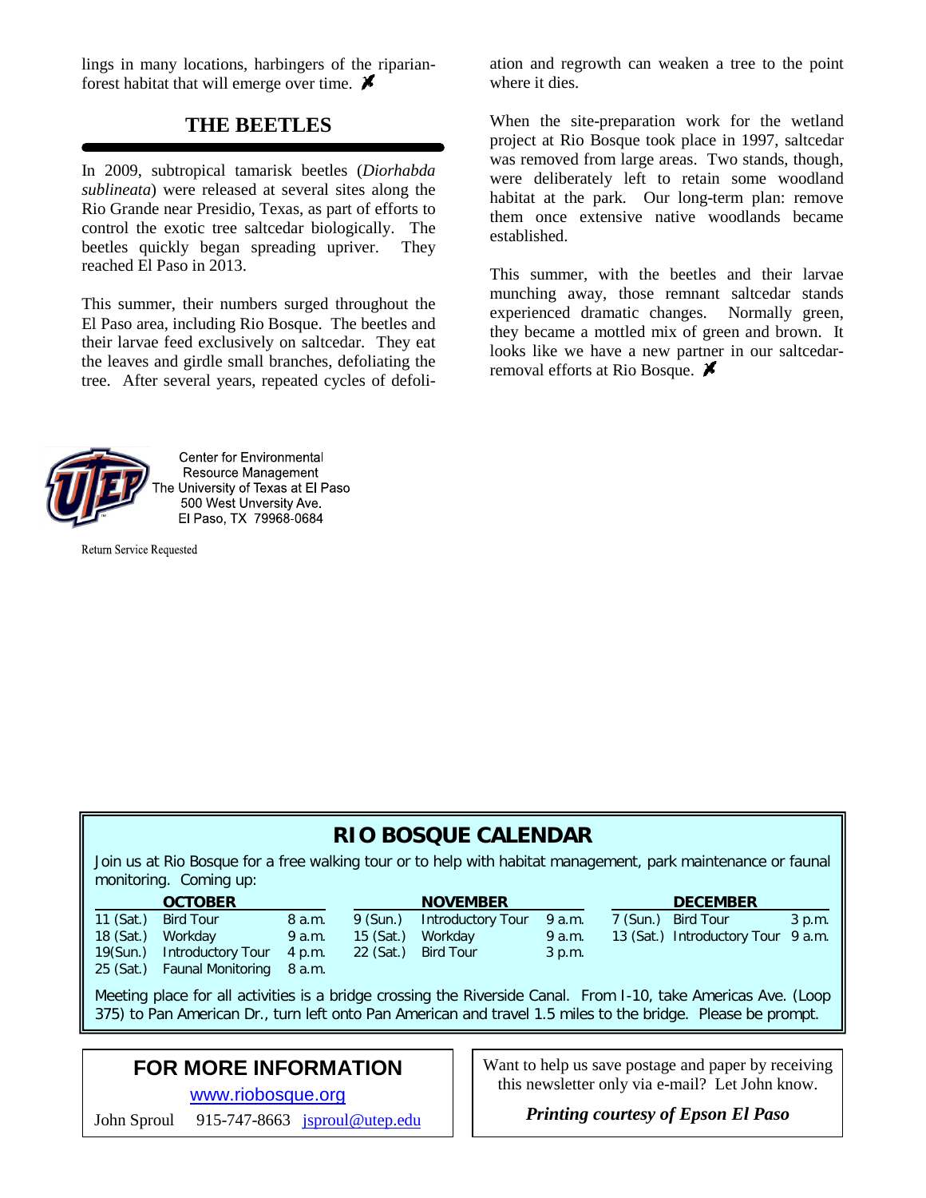lings in many locations, harbingers of the riparian-forest habitat that will emerge over time.

## THE BEETLES

In 2009, subtropical tamarisk beetles (*Diorhabda sublineata*) were released at several sites along the Rio Grande near Presidio, Texas, as part of efforts to control the exotic tree saltcedar biologically. The beetles quickly began spreading upriver. They reached El Paso in 2013.

This summer, their numbers surged throughout the El Paso area, including Rio Bosque. The beetles and their larvae feed exclusively on saltcedar. They eat the leaves and girdle small branches, defoliating the tree. After several years, repeated cycles of defoliation and regrowth can weaken a tree to the point where it dies.

When the site-preparation work for the wetland project at Rio Bosque took place in 1997, saltcedar was removed from large areas. Two stands, though, were deliberately left to retain some woodland habitat at the park. Our long-term plan: remove them once extensive native woodlands became established.

This summer, with the beetles and their larvae munching away, those remnant saltcedar stands experienced dramatic changes. Normally green, they became a mottled mix of green and brown. It looks like we have a new partner in our saltcedar-removal efforts at Rio Bosque.

Center for Environmental Resource Management
The University of Texas at El Paso
500 West Unversity Ave.
El Paso, TX 79968-0684

Return Service Requested

## RIO BOSQUE CALENDAR

Join us at Rio Bosque for a free walking tour or to help with habitat management, park maintenance or faunal monitoring. Coming up:

**OCTOBER**

| | | |
|---|---|---|
| 11 (Sat.) | Bird Tour | 8 a.m. |
| 18 (Sat.) | Workday | 9 a.m. |
| 19(Sun.) | Introductory Tour | 4 p.m. |
| 25 (Sat.) | Faunal Monitoring | 8 a.m. |

**NOVEMBER**

| | | |
|---|---|---|
| 9 (Sun.) | Introductory Tour | 9 a.m. |
| 15 (Sat.) | Workday | 9 a.m. |
| 22 (Sat.) | Bird Tour | 3 p.m. |

**DECEMBER**

| | | |
|---|---|---|
| 7 (Sun.) | Bird Tour | 3 p.m. |
| 13 (Sat.) | Introductory Tour | 9 a.m. |

Meeting place for all activities is a bridge crossing the Riverside Canal. From I-10, take Americas Ave. (Loop 375) to Pan American Dr., turn left onto Pan American and travel 1.5 miles to the bridge. Please be prompt.

## FOR MORE INFORMATION

www.riobosque.org

John Sproul 915-747-8663 jsproul@utep.edu

Want to help us save postage and paper by receiving this newsletter only via e-mail? Let John know.

***Printing courtesy of Epson El Paso***